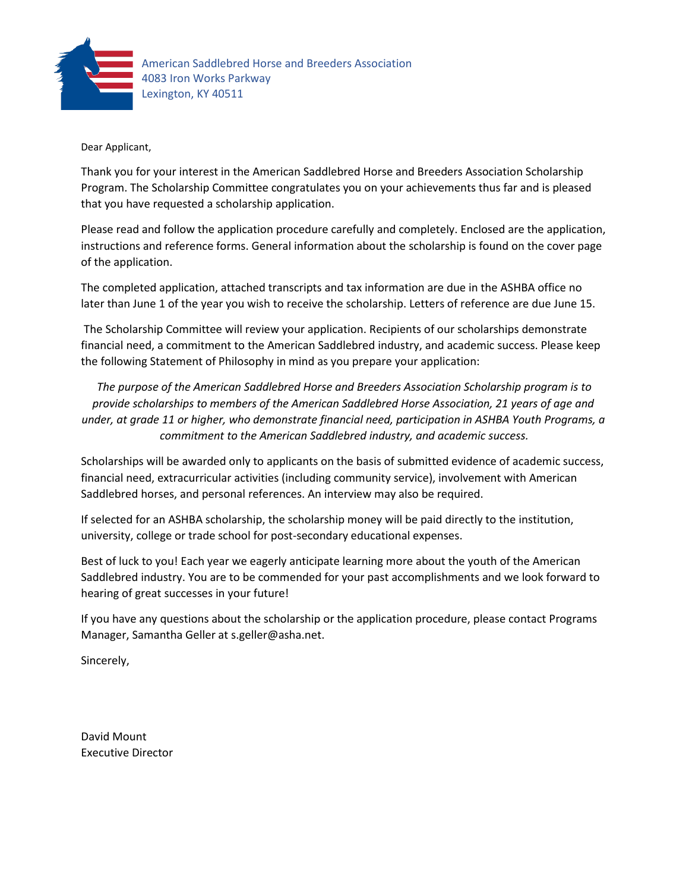American Saddlebred Horse and Breeders Association
4083 Iron Works Parkway
Lexington, KY 40511

Dear Applicant,

Thank you for your interest in the American Saddlebred Horse and Breeders Association Scholarship Program. The Scholarship Committee congratulates you on your achievements thus far and is pleased that you have requested a scholarship application.

Please read and follow the application procedure carefully and completely. Enclosed are the application, instructions and reference forms. General information about the scholarship is found on the cover page of the application.

The completed application, attached transcripts and tax information are due in the ASHBA office no later than June 1 of the year you wish to receive the scholarship. Letters of reference are due June 15.

The Scholarship Committee will review your application. Recipients of our scholarships demonstrate financial need, a commitment to the American Saddlebred industry, and academic success. Please keep the following Statement of Philosophy in mind as you prepare your application:

*The purpose of the American Saddlebred Horse and Breeders Association Scholarship program is to provide scholarships to members of the American Saddlebred Horse Association, 21 years of age and under, at grade 11 or higher, who demonstrate financial need, participation in ASHBA Youth Programs, a commitment to the American Saddlebred industry, and academic success.*

Scholarships will be awarded only to applicants on the basis of submitted evidence of academic success, financial need, extracurricular activities (including community service), involvement with American Saddlebred horses, and personal references. An interview may also be required.

If selected for an ASHBA scholarship, the scholarship money will be paid directly to the institution, university, college or trade school for post-secondary educational expenses.

Best of luck to you! Each year we eagerly anticipate learning more about the youth of the American Saddlebred industry. You are to be commended for your past accomplishments and we look forward to hearing of great successes in your future!

If you have any questions about the scholarship or the application procedure, please contact Programs Manager, Samantha Geller at s.geller@asha.net.

Sincerely,

David Mount
Executive Director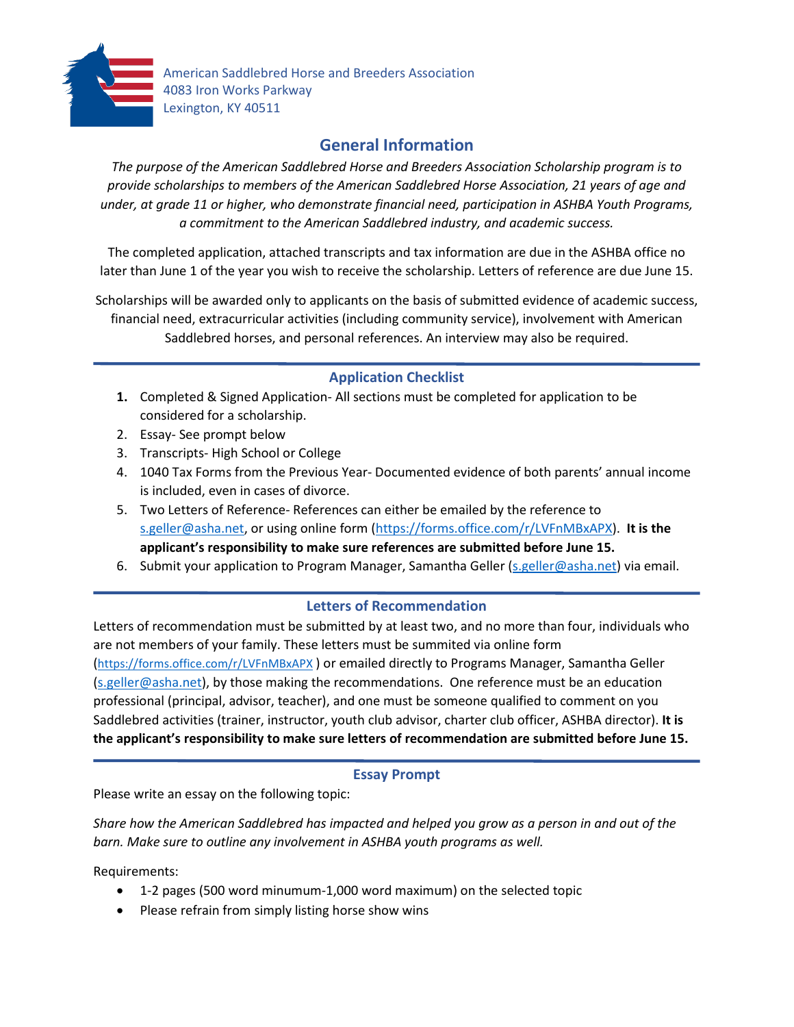American Saddlebred Horse and Breeders Association
4083 Iron Works Parkway
Lexington, KY 40511

## General Information

*The purpose of the American Saddlebred Horse and Breeders Association Scholarship program is to provide scholarships to members of the American Saddlebred Horse Association, 21 years of age and under, at grade 11 or higher, who demonstrate financial need, participation in ASHBA Youth Programs, a commitment to the American Saddlebred industry, and academic success.*

The completed application, attached transcripts and tax information are due in the ASHBA office no later than June 1 of the year you wish to receive the scholarship. Letters of reference are due June 15.

Scholarships will be awarded only to applicants on the basis of submitted evidence of academic success, financial need, extracurricular activities (including community service), involvement with American Saddlebred horses, and personal references. An interview may also be required.

### Application Checklist

1. Completed & Signed Application- All sections must be completed for application to be considered for a scholarship.
2. Essay- See prompt below
3. Transcripts- High School or College
4. 1040 Tax Forms from the Previous Year- Documented evidence of both parents' annual income is included, even in cases of divorce.
5. Two Letters of Reference- References can either be emailed by the reference to s.geller@asha.net, or using online form (https://forms.office.com/r/LVFnMBxAPX). **It is the applicant's responsibility to make sure references are submitted before June 15.**
6. Submit your application to Program Manager, Samantha Geller (s.geller@asha.net) via email.

### Letters of Recommendation

Letters of recommendation must be submitted by at least two, and no more than four, individuals who are not members of your family. These letters must be summited via online form (https://forms.office.com/r/LVFnMBxAPX ) or emailed directly to Programs Manager, Samantha Geller (s.geller@asha.net), by those making the recommendations. One reference must be an education professional (principal, advisor, teacher), and one must be someone qualified to comment on you Saddlebred activities (trainer, instructor, youth club advisor, charter club officer, ASHBA director). **It is the applicant's responsibility to make sure letters of recommendation are submitted before June 15.**

### Essay Prompt

Please write an essay on the following topic:

*Share how the American Saddlebred has impacted and helped you grow as a person in and out of the barn. Make sure to outline any involvement in ASHBA youth programs as well.*

Requirements:

- 1-2 pages (500 word minumum-1,000 word maximum) on the selected topic
- Please refrain from simply listing horse show wins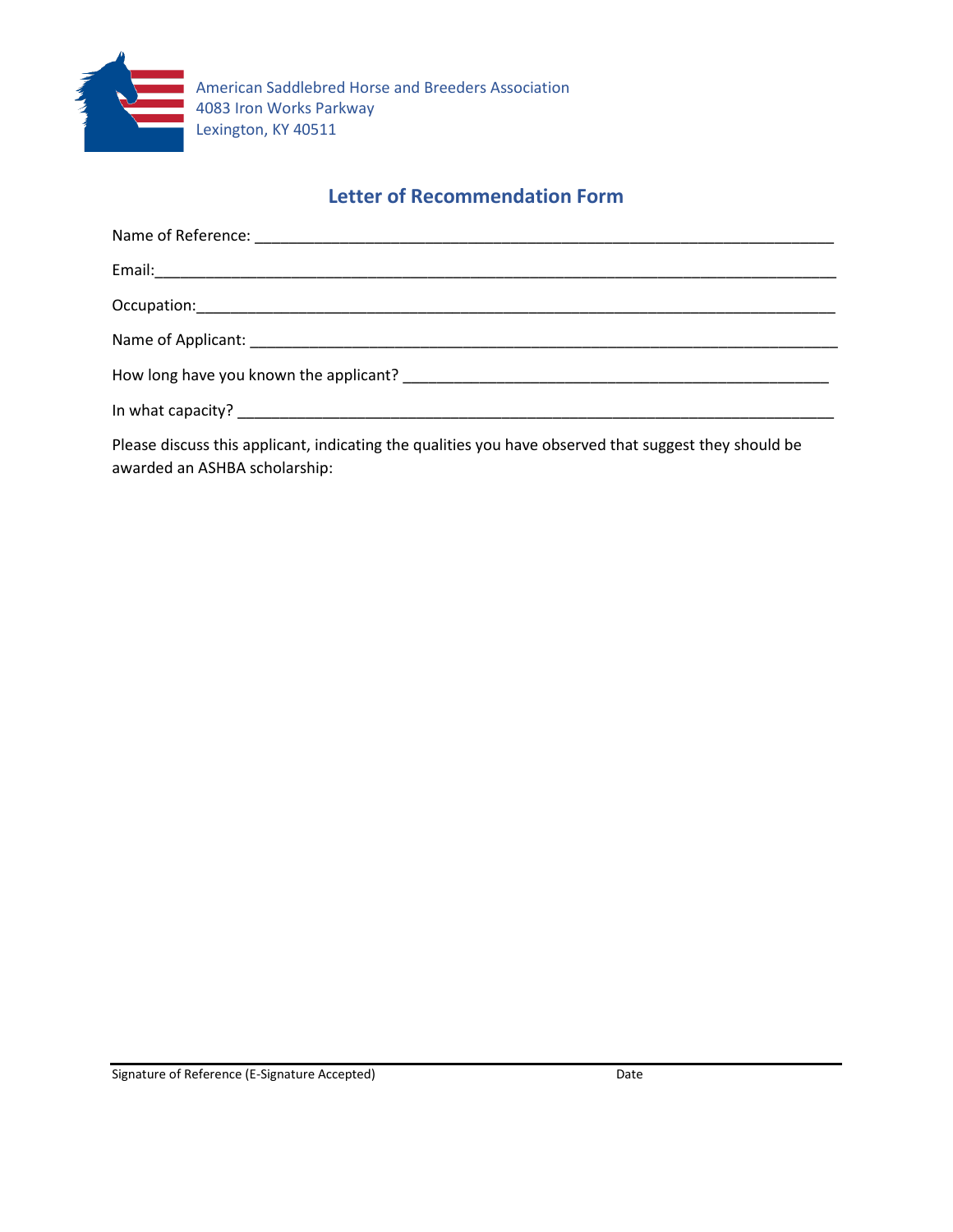American Saddlebred Horse and Breeders Association
4083 Iron Works Parkway
Lexington, KY 40511

## Letter of Recommendation Form

Name of Reference: ______________________________________________________________________

Email:______________________________________________________________________________

Occupation:__________________________________________________________________________

Name of Applicant: ______________________________________________________________________

How long have you known the applicant? ___________________________________________________

In what capacity? ________________________________________________________________________

Please discuss this applicant, indicating the qualities you have observed that suggest they should be awarded an ASHBA scholarship:

Signature of Reference (E-Signature Accepted) Date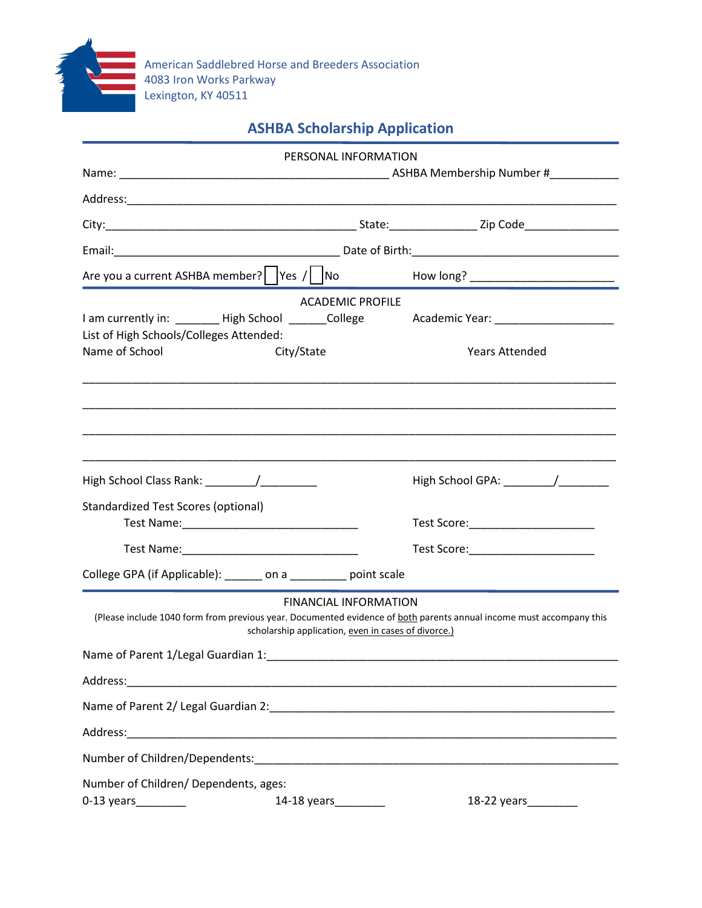American Saddlebred Horse and Breeders Association
4083 Iron Works Parkway
Lexington, KY 40511

# ASHBA Scholarship Application

## PERSONAL INFORMATION

Name: ___________________________________________ ASHBA Membership Number #__________

Address:___________________________________________________________________________

City:________________________________________ State:_____________ Zip Code______________

Email:___________________________________ Date of Birth:_________________________________

Are you a current ASHBA member? ☐ Yes / ☐ No How long? _______________________

## ACADEMIC PROFILE

I am currently in: _______ High School ______College Academic Year: ___________________

List of High Schools/Colleges Attended:

Name of School City/State Years Attended

___________________________________________________________________________________

___________________________________________________________________________________

___________________________________________________________________________________

___________________________________________________________________________________

High School Class Rank: ________/_________ High School GPA: ________/________

Standardized Test Scores (optional)

Test Name:____________________________ Test Score:____________________

Test Name:____________________________ Test Score:____________________

College GPA (if Applicable): ______ on a _________ point scale

## FINANCIAL INFORMATION

(Please include 1040 form from previous year. Documented evidence of both parents annual income must accompany this scholarship application, even in cases of divorce.)

Name of Parent 1/Legal Guardian 1:__________________________________________________

Address:___________________________________________________________________________

Name of Parent 2/ Legal Guardian 2:__________________________________________________

Address:___________________________________________________________________________

Number of Children/Dependents:_____________________________________________________

Number of Children/ Dependents, ages:

0-13 years________ 14-18 years________ 18-22 years________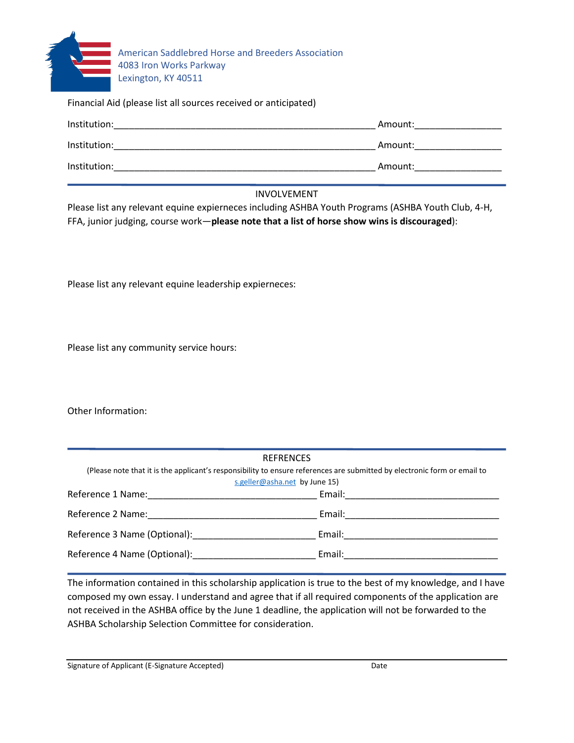American Saddlebred Horse and Breeders Association
4083 Iron Works Parkway
Lexington, KY 40511

Financial Aid (please list all sources received or anticipated)

Institution:___________________________________________________ Amount:________________

Institution:___________________________________________________ Amount:________________

Institution:___________________________________________________ Amount:________________

---

INVOLVEMENT

Please list any relevant equine expierneces including ASHBA Youth Programs (ASHBA Youth Club, 4-H, FFA, junior judging, course work—**please note that a list of horse show wins is discouraged**):

Please list any relevant equine leadership expierneces:

Please list any community service hours:

Other Information:

---

REFRENCES

(Please note that it is the applicant's responsibility to ensure references are submitted by electronic form or email to s.geller@asha.net by June 15)

Reference 1 Name:________________________________ Email:_____________________________

Reference 2 Name:________________________________ Email:_____________________________

Reference 3 Name (Optional):_______________________ Email:_____________________________

Reference 4 Name (Optional):_______________________ Email:_____________________________

---

The information contained in this scholarship application is true to the best of my knowledge, and I have composed my own essay. I understand and agree that if all required components of the application are not received in the ASHBA office by the June 1 deadline, the application will not be forwarded to the ASHBA Scholarship Selection Committee for consideration.

Signature of Applicant (E-Signature Accepted) Date